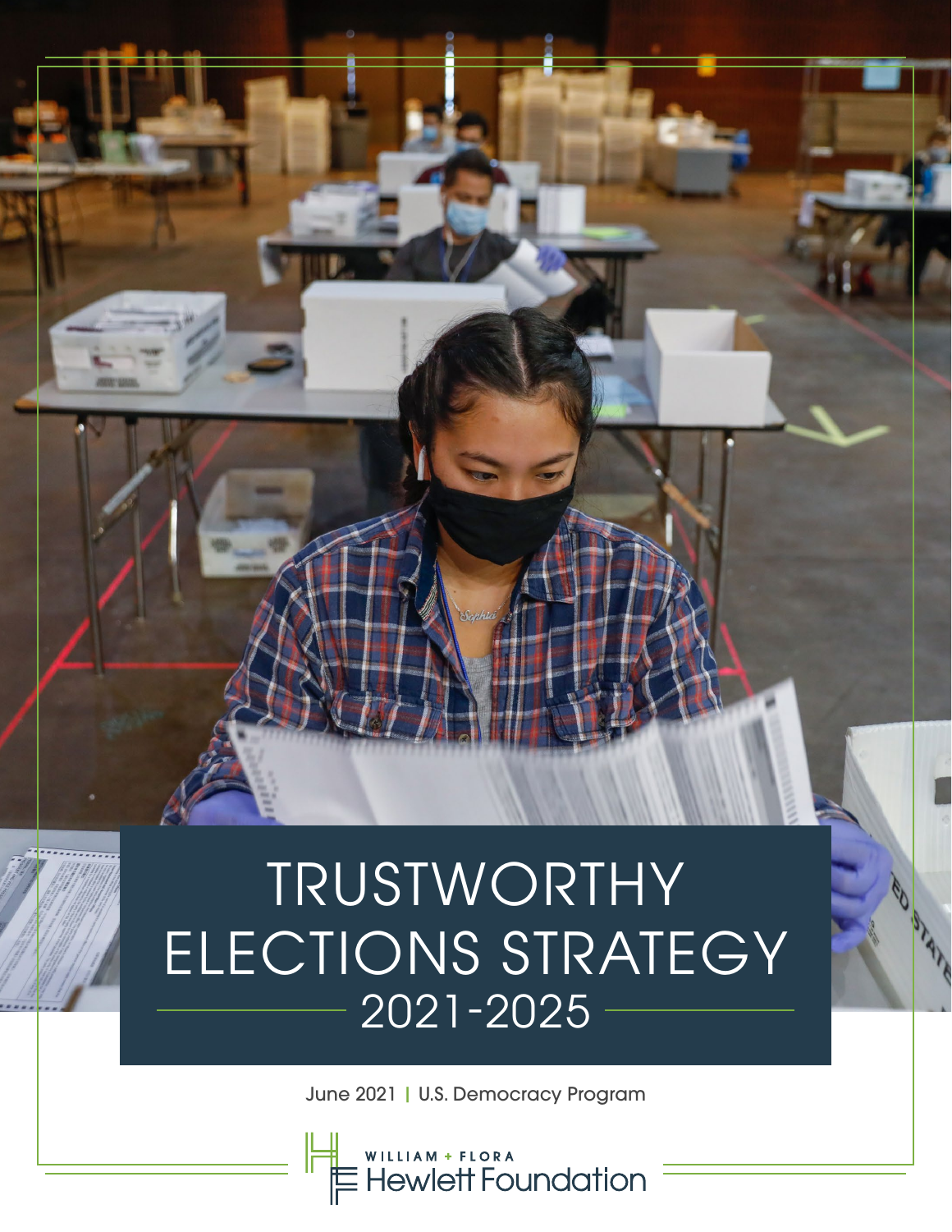# TRUSTWORTHY ELECTIONS STRATEGY

## 2021-2025

June 2021 | U.S. Democracy Program

WILLIAM + FLORA Hewlett Foundation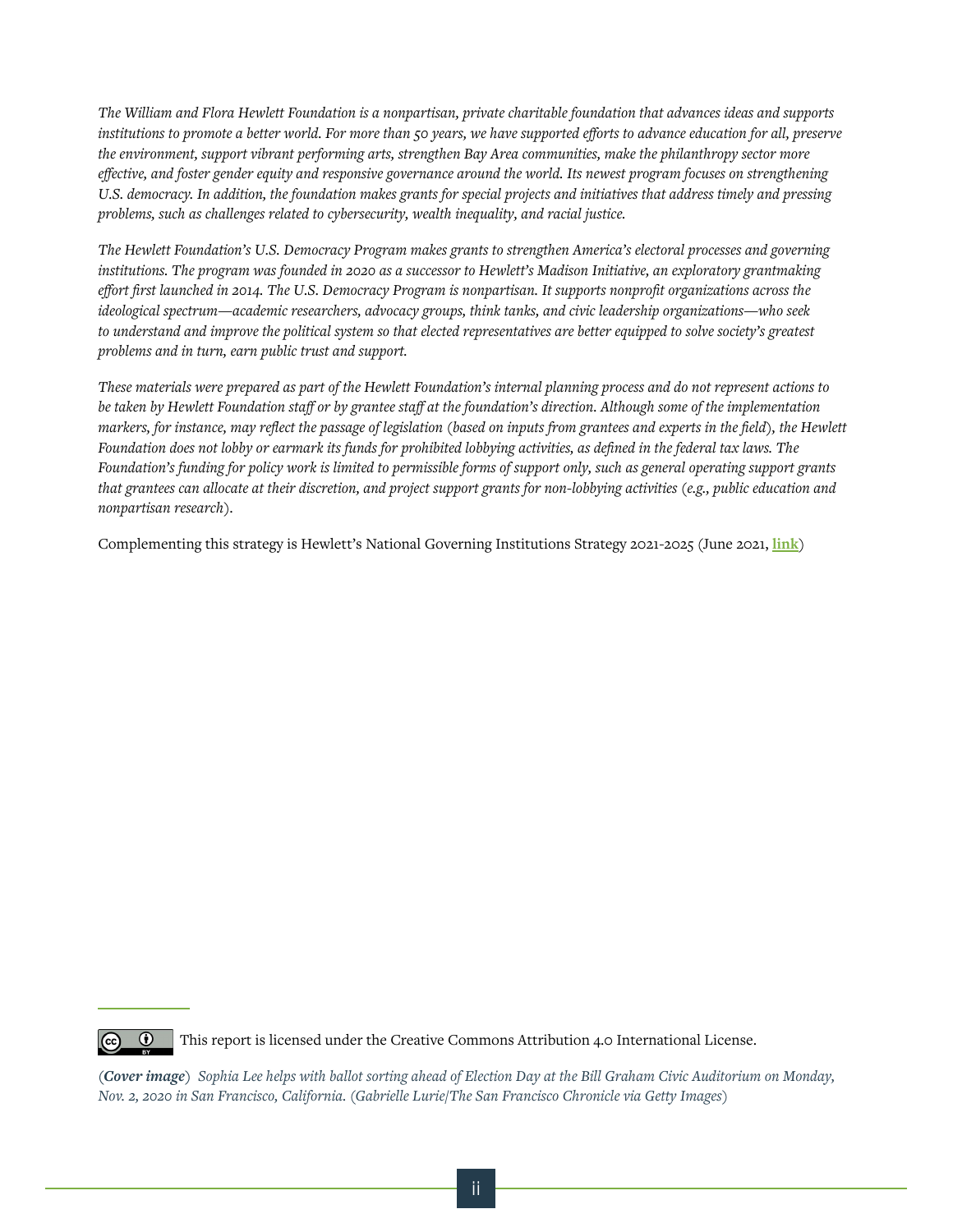*The William and Flora Hewlett Foundation is a nonpartisan, private charitable foundation that advances ideas and supports institutions to promote a better world. For more than 50 years, we have supported efforts to advance education for all, preserve the environment, support vibrant performing arts, strengthen Bay Area communities, make the philanthropy sector more effective, and foster gender equity and responsive governance around the world. Its newest program focuses on strengthening U.S. democracy. In addition, the foundation makes grants for special projects and initiatives that address timely and pressing problems, such as challenges related to cybersecurity, wealth inequality, and racial justice.*

*The Hewlett Foundation's U.S. Democracy Program makes grants to strengthen America's electoral processes and governing institutions. The program was founded in 2020 as a successor to Hewlett's Madison Initiative, an exploratory grantmaking effort first launched in 2014. The U.S. Democracy Program is nonpartisan. It supports nonprofit organizations across the ideological spectrum—academic researchers, advocacy groups, think tanks, and civic leadership organizations—who seek to understand and improve the political system so that elected representatives are better equipped to solve society's greatest problems and in turn, earn public trust and support.*

*These materials were prepared as part of the Hewlett Foundation's internal planning process and do not represent actions to be taken by Hewlett Foundation staff or by grantee staff at the foundation's direction. Although some of the implementation markers, for instance, may reflect the passage of legislation (based on inputs from grantees and experts in the field), the Hewlett Foundation does not lobby or earmark its funds for prohibited lobbying activities, as defined in the federal tax laws. The Foundation's funding for policy work is limited to permissible forms of support only, such as general operating support grants that grantees can allocate at their discretion, and project support grants for non-lobbying activities (e.g., public education and nonpartisan research).*

Complementing this strategy is Hewlett's National Governing Institutions Strategy 2021-2025 (June 2021, **link**)

This report is licensed under the Creative Commons Attribution 4.0 International License.

(***Cover image***) *Sophia Lee helps with ballot sorting ahead of Election Day at the Bill Graham Civic Auditorium on Monday, Nov. 2, 2020 in San Francisco, California. (Gabrielle Lurie/The San Francisco Chronicle via Getty Images)*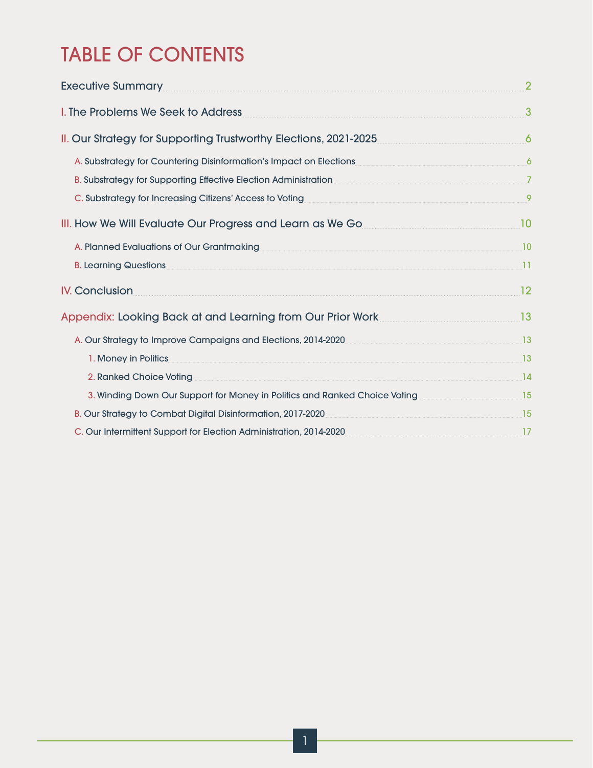# TABLE OF CONTENTS

Executive Summary ........ 2

I. The Problems We Seek to Address ........ 3

II. Our Strategy for Supporting Trustworthy Elections, 2021-2025 ........ 6

- A. Substrategy for Countering Disinformation's Impact on Elections ........ 6
- B. Substrategy for Supporting Effective Election Administration ........ 7
- C. Substrategy for Increasing Citizens' Access to Voting ........ 9

III. How We Will Evaluate Our Progress and Learn as We Go ........ 10

- A. Planned Evaluations of Our Grantmaking ........ 10
- B. Learning Questions ........ 11

IV. Conclusion ........ 12

Appendix: Looking Back at and Learning from Our Prior Work ........ 13

- A. Our Strategy to Improve Campaigns and Elections, 2014-2020 ........ 13
  - 1. Money in Politics ........ 13
  - 2. Ranked Choice Voting ........ 14
  - 3. Winding Down Our Support for Money in Politics and Ranked Choice Voting ........ 15
- B. Our Strategy to Combat Digital Disinformation, 2017-2020 ........ 15
- C. Our Intermittent Support for Election Administration, 2014-2020 ........ 17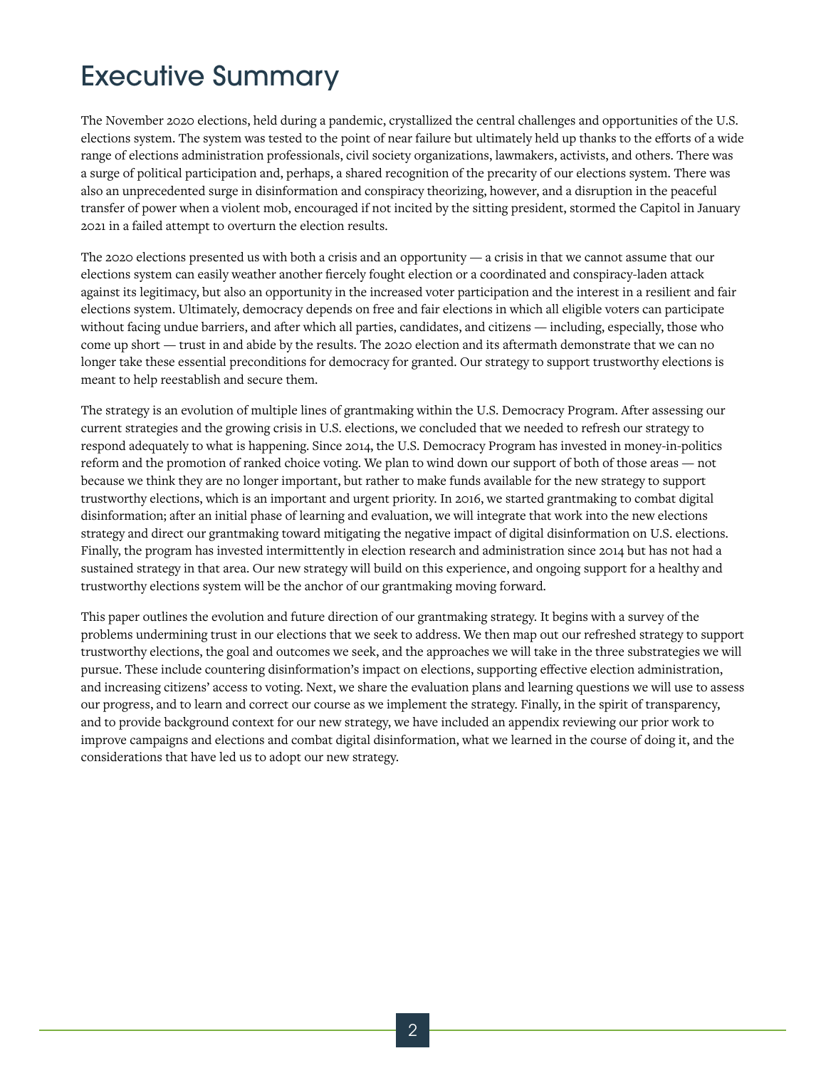# Executive Summary

The November 2020 elections, held during a pandemic, crystallized the central challenges and opportunities of the U.S. elections system. The system was tested to the point of near failure but ultimately held up thanks to the efforts of a wide range of elections administration professionals, civil society organizations, lawmakers, activists, and others. There was a surge of political participation and, perhaps, a shared recognition of the precarity of our elections system. There was also an unprecedented surge in disinformation and conspiracy theorizing, however, and a disruption in the peaceful transfer of power when a violent mob, encouraged if not incited by the sitting president, stormed the Capitol in January 2021 in a failed attempt to overturn the election results.

The 2020 elections presented us with both a crisis and an opportunity — a crisis in that we cannot assume that our elections system can easily weather another fiercely fought election or a coordinated and conspiracy-laden attack against its legitimacy, but also an opportunity in the increased voter participation and the interest in a resilient and fair elections system. Ultimately, democracy depends on free and fair elections in which all eligible voters can participate without facing undue barriers, and after which all parties, candidates, and citizens — including, especially, those who come up short — trust in and abide by the results. The 2020 election and its aftermath demonstrate that we can no longer take these essential preconditions for democracy for granted. Our strategy to support trustworthy elections is meant to help reestablish and secure them.

The strategy is an evolution of multiple lines of grantmaking within the U.S. Democracy Program. After assessing our current strategies and the growing crisis in U.S. elections, we concluded that we needed to refresh our strategy to respond adequately to what is happening. Since 2014, the U.S. Democracy Program has invested in money-in-politics reform and the promotion of ranked choice voting. We plan to wind down our support of both of those areas — not because we think they are no longer important, but rather to make funds available for the new strategy to support trustworthy elections, which is an important and urgent priority. In 2016, we started grantmaking to combat digital disinformation; after an initial phase of learning and evaluation, we will integrate that work into the new elections strategy and direct our grantmaking toward mitigating the negative impact of digital disinformation on U.S. elections. Finally, the program has invested intermittently in election research and administration since 2014 but has not had a sustained strategy in that area. Our new strategy will build on this experience, and ongoing support for a healthy and trustworthy elections system will be the anchor of our grantmaking moving forward.

This paper outlines the evolution and future direction of our grantmaking strategy. It begins with a survey of the problems undermining trust in our elections that we seek to address. We then map out our refreshed strategy to support trustworthy elections, the goal and outcomes we seek, and the approaches we will take in the three substrategies we will pursue. These include countering disinformation's impact on elections, supporting effective election administration, and increasing citizens' access to voting. Next, we share the evaluation plans and learning questions we will use to assess our progress, and to learn and correct our course as we implement the strategy. Finally, in the spirit of transparency, and to provide background context for our new strategy, we have included an appendix reviewing our prior work to improve campaigns and elections and combat digital disinformation, what we learned in the course of doing it, and the considerations that have led us to adopt our new strategy.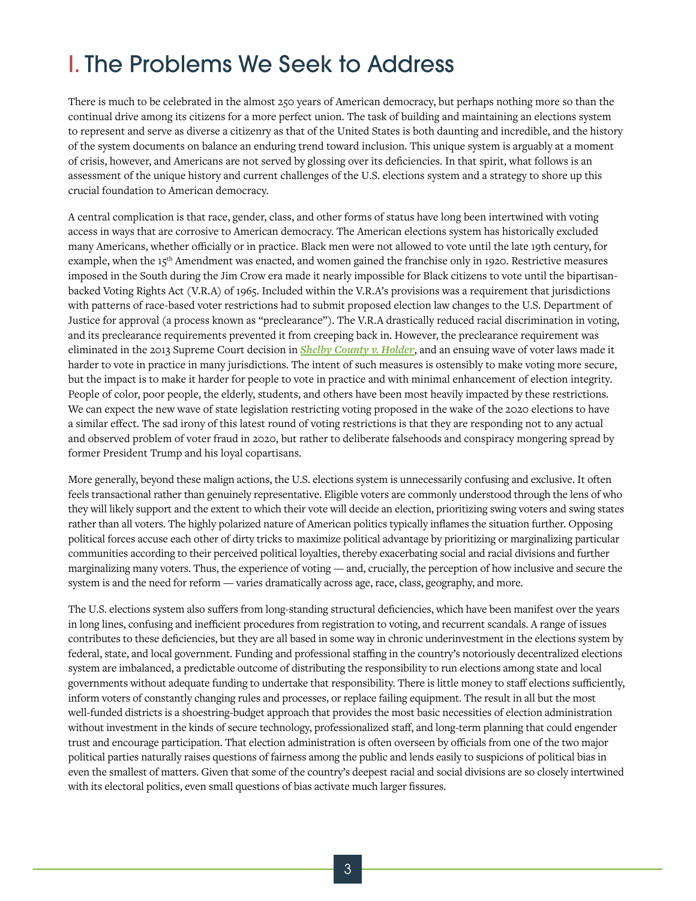# I. The Problems We Seek to Address

There is much to be celebrated in the almost 250 years of American democracy, but perhaps nothing more so than the continual drive among its citizens for a more perfect union. The task of building and maintaining an elections system to represent and serve as diverse a citizenry as that of the United States is both daunting and incredible, and the history of the system documents on balance an enduring trend toward inclusion. This unique system is arguably at a moment of crisis, however, and Americans are not served by glossing over its deficiencies. In that spirit, what follows is an assessment of the unique history and current challenges of the U.S. elections system and a strategy to shore up this crucial foundation to American democracy.

A central complication is that race, gender, class, and other forms of status have long been intertwined with voting access in ways that are corrosive to American democracy. The American elections system has historically excluded many Americans, whether officially or in practice. Black men were not allowed to vote until the late 19th century, for example, when the 15th Amendment was enacted, and women gained the franchise only in 1920. Restrictive measures imposed in the South during the Jim Crow era made it nearly impossible for Black citizens to vote until the bipartisan-backed Voting Rights Act (V.R.A) of 1965. Included within the V.R.A's provisions was a requirement that jurisdictions with patterns of race-based voter restrictions had to submit proposed election law changes to the U.S. Department of Justice for approval (a process known as "preclearance"). The V.R.A drastically reduced racial discrimination in voting, and its preclearance requirements prevented it from creeping back in. However, the preclearance requirement was eliminated in the 2013 Supreme Court decision in ***Shelby County v. Holder***, and an ensuing wave of voter laws made it harder to vote in practice in many jurisdictions. The intent of such measures is ostensibly to make voting more secure, but the impact is to make it harder for people to vote in practice and with minimal enhancement of election integrity. People of color, poor people, the elderly, students, and others have been most heavily impacted by these restrictions. We can expect the new wave of state legislation restricting voting proposed in the wake of the 2020 elections to have a similar effect. The sad irony of this latest round of voting restrictions is that they are responding not to any actual and observed problem of voter fraud in 2020, but rather to deliberate falsehoods and conspiracy mongering spread by former President Trump and his loyal copartisans.

More generally, beyond these malign actions, the U.S. elections system is unnecessarily confusing and exclusive. It often feels transactional rather than genuinely representative. Eligible voters are commonly understood through the lens of who they will likely support and the extent to which their vote will decide an election, prioritizing swing voters and swing states rather than all voters. The highly polarized nature of American politics typically inflames the situation further. Opposing political forces accuse each other of dirty tricks to maximize political advantage by prioritizing or marginalizing particular communities according to their perceived political loyalties, thereby exacerbating social and racial divisions and further marginalizing many voters. Thus, the experience of voting — and, crucially, the perception of how inclusive and secure the system is and the need for reform — varies dramatically across age, race, class, geography, and more.

The U.S. elections system also suffers from long-standing structural deficiencies, which have been manifest over the years in long lines, confusing and inefficient procedures from registration to voting, and recurrent scandals. A range of issues contributes to these deficiencies, but they are all based in some way in chronic underinvestment in the elections system by federal, state, and local government. Funding and professional staffing in the country's notoriously decentralized elections system are imbalanced, a predictable outcome of distributing the responsibility to run elections among state and local governments without adequate funding to undertake that responsibility. There is little money to staff elections sufficiently, inform voters of constantly changing rules and processes, or replace failing equipment. The result in all but the most well-funded districts is a shoestring-budget approach that provides the most basic necessities of election administration without investment in the kinds of secure technology, professionalized staff, and long-term planning that could engender trust and encourage participation. That election administration is often overseen by officials from one of the two major political parties naturally raises questions of fairness among the public and lends easily to suspicions of political bias in even the smallest of matters. Given that some of the country's deepest racial and social divisions are so closely intertwined with its electoral politics, even small questions of bias activate much larger fissures.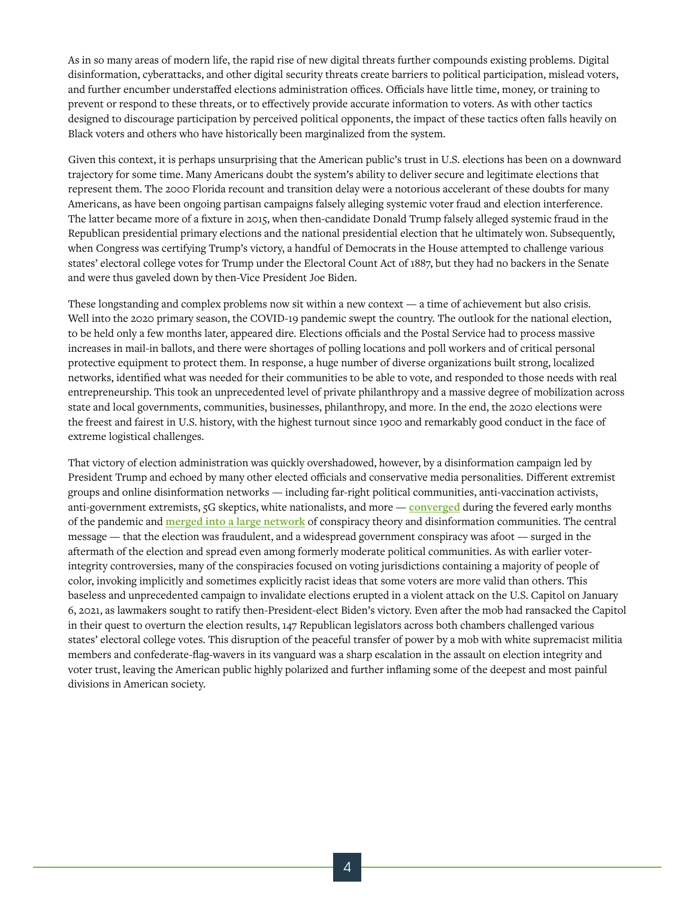As in so many areas of modern life, the rapid rise of new digital threats further compounds existing problems. Digital disinformation, cyberattacks, and other digital security threats create barriers to political participation, mislead voters, and further encumber understaffed elections administration offices. Officials have little time, money, or training to prevent or respond to these threats, or to effectively provide accurate information to voters. As with other tactics designed to discourage participation by perceived political opponents, the impact of these tactics often falls heavily on Black voters and others who have historically been marginalized from the system.

Given this context, it is perhaps unsurprising that the American public's trust in U.S. elections has been on a downward trajectory for some time. Many Americans doubt the system's ability to deliver secure and legitimate elections that represent them. The 2000 Florida recount and transition delay were a notorious accelerant of these doubts for many Americans, as have been ongoing partisan campaigns falsely alleging systemic voter fraud and election interference. The latter became more of a fixture in 2015, when then-candidate Donald Trump falsely alleged systemic fraud in the Republican presidential primary elections and the national presidential election that he ultimately won. Subsequently, when Congress was certifying Trump's victory, a handful of Democrats in the House attempted to challenge various states' electoral college votes for Trump under the Electoral Count Act of 1887, but they had no backers in the Senate and were thus gaveled down by then-Vice President Joe Biden.

These longstanding and complex problems now sit within a new context — a time of achievement but also crisis. Well into the 2020 primary season, the COVID-19 pandemic swept the country. The outlook for the national election, to be held only a few months later, appeared dire. Elections officials and the Postal Service had to process massive increases in mail-in ballots, and there were shortages of polling locations and poll workers and of critical personal protective equipment to protect them. In response, a huge number of diverse organizations built strong, localized networks, identified what was needed for their communities to be able to vote, and responded to those needs with real entrepreneurship. This took an unprecedented level of private philanthropy and a massive degree of mobilization across state and local governments, communities, businesses, philanthropy, and more. In the end, the 2020 elections were the freest and fairest in U.S. history, with the highest turnout since 1900 and remarkably good conduct in the face of extreme logistical challenges.

That victory of election administration was quickly overshadowed, however, by a disinformation campaign led by President Trump and echoed by many other elected officials and conservative media personalities. Different extremist groups and online disinformation networks — including far-right political communities, anti-vaccination activists, anti-government extremists, 5G skeptics, white nationalists, and more — **converged** during the fevered early months of the pandemic and **merged into a large network** of conspiracy theory and disinformation communities. The central message — that the election was fraudulent, and a widespread government conspiracy was afoot — surged in the aftermath of the election and spread even among formerly moderate political communities. As with earlier voter-integrity controversies, many of the conspiracies focused on voting jurisdictions containing a majority of people of color, invoking implicitly and sometimes explicitly racist ideas that some voters are more valid than others. This baseless and unprecedented campaign to invalidate elections erupted in a violent attack on the U.S. Capitol on January 6, 2021, as lawmakers sought to ratify then-President-elect Biden's victory. Even after the mob had ransacked the Capitol in their quest to overturn the election results, 147 Republican legislators across both chambers challenged various states' electoral college votes. This disruption of the peaceful transfer of power by a mob with white supremacist militia members and confederate-flag-wavers in its vanguard was a sharp escalation in the assault on election integrity and voter trust, leaving the American public highly polarized and further inflaming some of the deepest and most painful divisions in American society.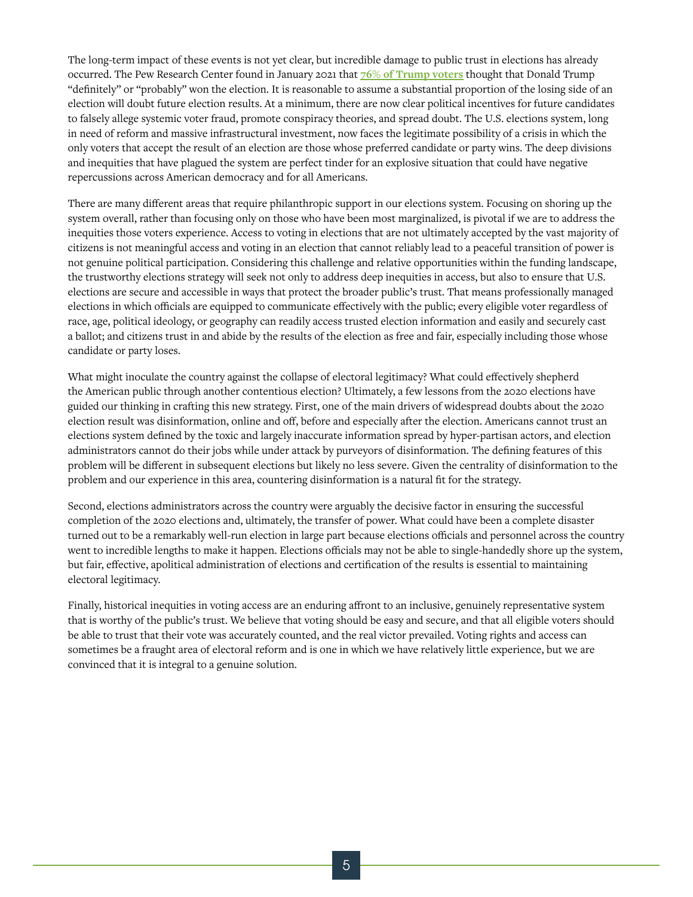The long-term impact of these events is not yet clear, but incredible damage to public trust in elections has already occurred. The Pew Research Center found in January 2021 that **76% of Trump voters** thought that Donald Trump "definitely" or "probably" won the election. It is reasonable to assume a substantial proportion of the losing side of an election will doubt future election results. At a minimum, there are now clear political incentives for future candidates to falsely allege systemic voter fraud, promote conspiracy theories, and spread doubt. The U.S. elections system, long in need of reform and massive infrastructural investment, now faces the legitimate possibility of a crisis in which the only voters that accept the result of an election are those whose preferred candidate or party wins. The deep divisions and inequities that have plagued the system are perfect tinder for an explosive situation that could have negative repercussions across American democracy and for all Americans.

There are many different areas that require philanthropic support in our elections system. Focusing on shoring up the system overall, rather than focusing only on those who have been most marginalized, is pivotal if we are to address the inequities those voters experience. Access to voting in elections that are not ultimately accepted by the vast majority of citizens is not meaningful access and voting in an election that cannot reliably lead to a peaceful transition of power is not genuine political participation. Considering this challenge and relative opportunities within the funding landscape, the trustworthy elections strategy will seek not only to address deep inequities in access, but also to ensure that U.S. elections are secure and accessible in ways that protect the broader public's trust. That means professionally managed elections in which officials are equipped to communicate effectively with the public; every eligible voter regardless of race, age, political ideology, or geography can readily access trusted election information and easily and securely cast a ballot; and citizens trust in and abide by the results of the election as free and fair, especially including those whose candidate or party loses.

What might inoculate the country against the collapse of electoral legitimacy? What could effectively shepherd the American public through another contentious election? Ultimately, a few lessons from the 2020 elections have guided our thinking in crafting this new strategy. First, one of the main drivers of widespread doubts about the 2020 election result was disinformation, online and off, before and especially after the election. Americans cannot trust an elections system defined by the toxic and largely inaccurate information spread by hyper-partisan actors, and election administrators cannot do their jobs while under attack by purveyors of disinformation. The defining features of this problem will be different in subsequent elections but likely no less severe. Given the centrality of disinformation to the problem and our experience in this area, countering disinformation is a natural fit for the strategy.

Second, elections administrators across the country were arguably the decisive factor in ensuring the successful completion of the 2020 elections and, ultimately, the transfer of power. What could have been a complete disaster turned out to be a remarkably well-run election in large part because elections officials and personnel across the country went to incredible lengths to make it happen. Elections officials may not be able to single-handedly shore up the system, but fair, effective, apolitical administration of elections and certification of the results is essential to maintaining electoral legitimacy.

Finally, historical inequities in voting access are an enduring affront to an inclusive, genuinely representative system that is worthy of the public's trust. We believe that voting should be easy and secure, and that all eligible voters should be able to trust that their vote was accurately counted, and the real victor prevailed. Voting rights and access can sometimes be a fraught area of electoral reform and is one in which we have relatively little experience, but we are convinced that it is integral to a genuine solution.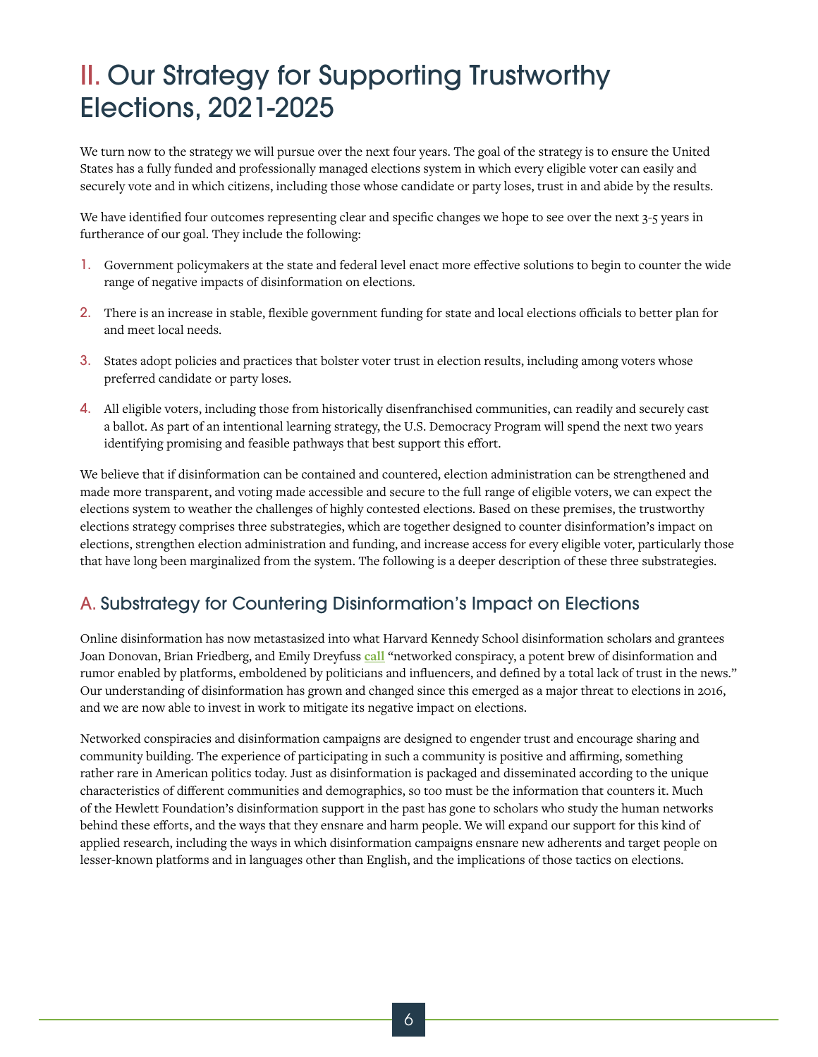# II. Our Strategy for Supporting Trustworthy Elections, 2021-2025

We turn now to the strategy we will pursue over the next four years. The goal of the strategy is to ensure the United States has a fully funded and professionally managed elections system in which every eligible voter can easily and securely vote and in which citizens, including those whose candidate or party loses, trust in and abide by the results.

We have identified four outcomes representing clear and specific changes we hope to see over the next 3-5 years in furtherance of our goal. They include the following:

1. Government policymakers at the state and federal level enact more effective solutions to begin to counter the wide range of negative impacts of disinformation on elections.
2. There is an increase in stable, flexible government funding for state and local elections officials to better plan for and meet local needs.
3. States adopt policies and practices that bolster voter trust in election results, including among voters whose preferred candidate or party loses.
4. All eligible voters, including those from historically disenfranchised communities, can readily and securely cast a ballot. As part of an intentional learning strategy, the U.S. Democracy Program will spend the next two years identifying promising and feasible pathways that best support this effort.

We believe that if disinformation can be contained and countered, election administration can be strengthened and made more transparent, and voting made accessible and secure to the full range of eligible voters, we can expect the elections system to weather the challenges of highly contested elections. Based on these premises, the trustworthy elections strategy comprises three substrategies, which are together designed to counter disinformation's impact on elections, strengthen election administration and funding, and increase access for every eligible voter, particularly those that have long been marginalized from the system. The following is a deeper description of these three substrategies.

## A. Substrategy for Countering Disinformation's Impact on Elections

Online disinformation has now metastasized into what Harvard Kennedy School disinformation scholars and grantees Joan Donovan, Brian Friedberg, and Emily Dreyfuss **call** "networked conspiracy, a potent brew of disinformation and rumor enabled by platforms, emboldened by politicians and influencers, and defined by a total lack of trust in the news." Our understanding of disinformation has grown and changed since this emerged as a major threat to elections in 2016, and we are now able to invest in work to mitigate its negative impact on elections.

Networked conspiracies and disinformation campaigns are designed to engender trust and encourage sharing and community building. The experience of participating in such a community is positive and affirming, something rather rare in American politics today. Just as disinformation is packaged and disseminated according to the unique characteristics of different communities and demographics, so too must be the information that counters it. Much of the Hewlett Foundation's disinformation support in the past has gone to scholars who study the human networks behind these efforts, and the ways that they ensnare and harm people. We will expand our support for this kind of applied research, including the ways in which disinformation campaigns ensnare new adherents and target people on lesser-known platforms and in languages other than English, and the implications of those tactics on elections.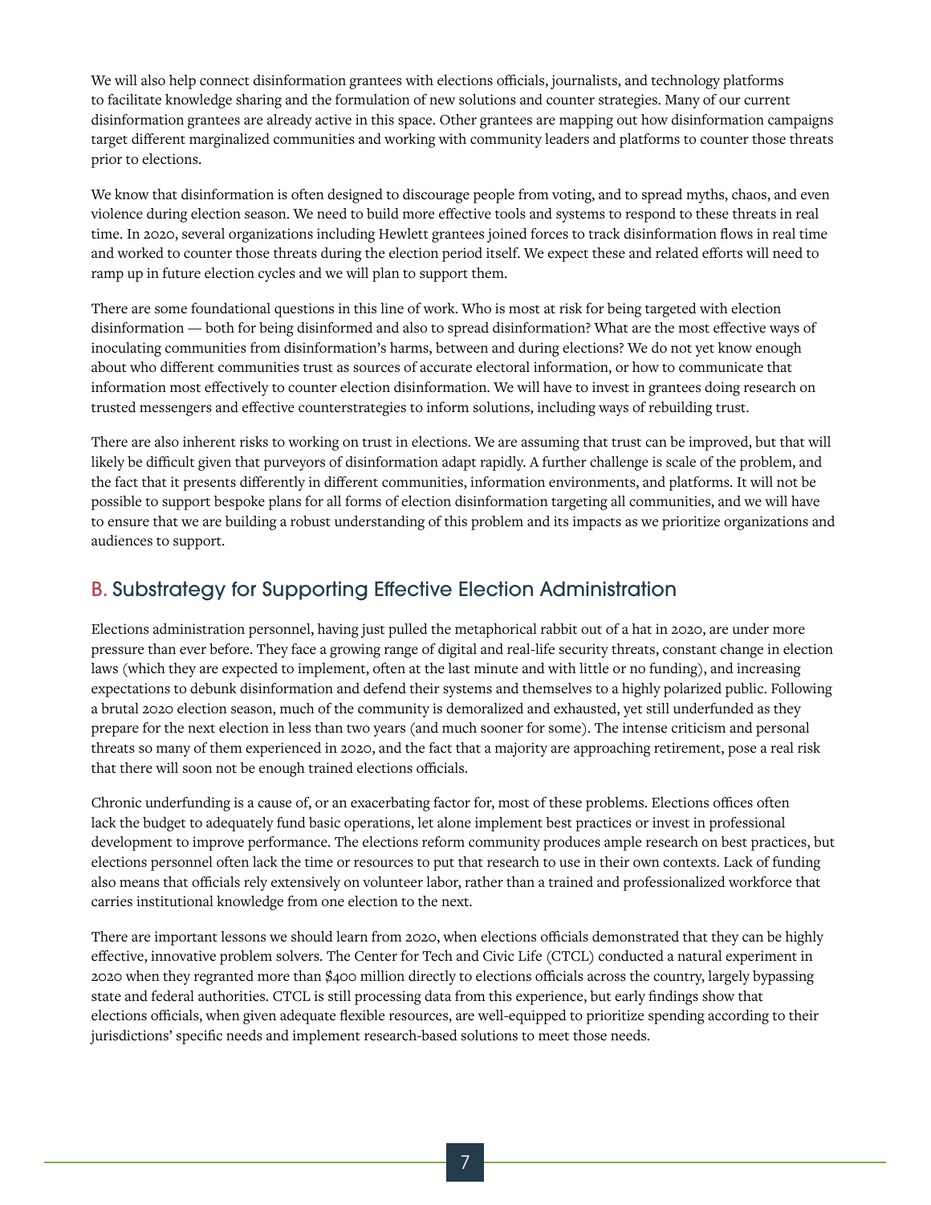We will also help connect disinformation grantees with elections officials, journalists, and technology platforms to facilitate knowledge sharing and the formulation of new solutions and counter strategies. Many of our current disinformation grantees are already active in this space. Other grantees are mapping out how disinformation campaigns target different marginalized communities and working with community leaders and platforms to counter those threats prior to elections.

We know that disinformation is often designed to discourage people from voting, and to spread myths, chaos, and even violence during election season. We need to build more effective tools and systems to respond to these threats in real time. In 2020, several organizations including Hewlett grantees joined forces to track disinformation flows in real time and worked to counter those threats during the election period itself. We expect these and related efforts will need to ramp up in future election cycles and we will plan to support them.

There are some foundational questions in this line of work. Who is most at risk for being targeted with election disinformation — both for being disinformed and also to spread disinformation? What are the most effective ways of inoculating communities from disinformation's harms, between and during elections? We do not yet know enough about who different communities trust as sources of accurate electoral information, or how to communicate that information most effectively to counter election disinformation. We will have to invest in grantees doing research on trusted messengers and effective counterstrategies to inform solutions, including ways of rebuilding trust.

There are also inherent risks to working on trust in elections. We are assuming that trust can be improved, but that will likely be difficult given that purveyors of disinformation adapt rapidly. A further challenge is scale of the problem, and the fact that it presents differently in different communities, information environments, and platforms. It will not be possible to support bespoke plans for all forms of election disinformation targeting all communities, and we will have to ensure that we are building a robust understanding of this problem and its impacts as we prioritize organizations and audiences to support.

## B. Substrategy for Supporting Effective Election Administration

Elections administration personnel, having just pulled the metaphorical rabbit out of a hat in 2020, are under more pressure than ever before. They face a growing range of digital and real-life security threats, constant change in election laws (which they are expected to implement, often at the last minute and with little or no funding), and increasing expectations to debunk disinformation and defend their systems and themselves to a highly polarized public. Following a brutal 2020 election season, much of the community is demoralized and exhausted, yet still underfunded as they prepare for the next election in less than two years (and much sooner for some). The intense criticism and personal threats so many of them experienced in 2020, and the fact that a majority are approaching retirement, pose a real risk that there will soon not be enough trained elections officials.

Chronic underfunding is a cause of, or an exacerbating factor for, most of these problems. Elections offices often lack the budget to adequately fund basic operations, let alone implement best practices or invest in professional development to improve performance. The elections reform community produces ample research on best practices, but elections personnel often lack the time or resources to put that research to use in their own contexts. Lack of funding also means that officials rely extensively on volunteer labor, rather than a trained and professionalized workforce that carries institutional knowledge from one election to the next.

There are important lessons we should learn from 2020, when elections officials demonstrated that they can be highly effective, innovative problem solvers. The Center for Tech and Civic Life (CTCL) conducted a natural experiment in 2020 when they regranted more than $400 million directly to elections officials across the country, largely bypassing state and federal authorities. CTCL is still processing data from this experience, but early findings show that elections officials, when given adequate flexible resources, are well-equipped to prioritize spending according to their jurisdictions' specific needs and implement research-based solutions to meet those needs.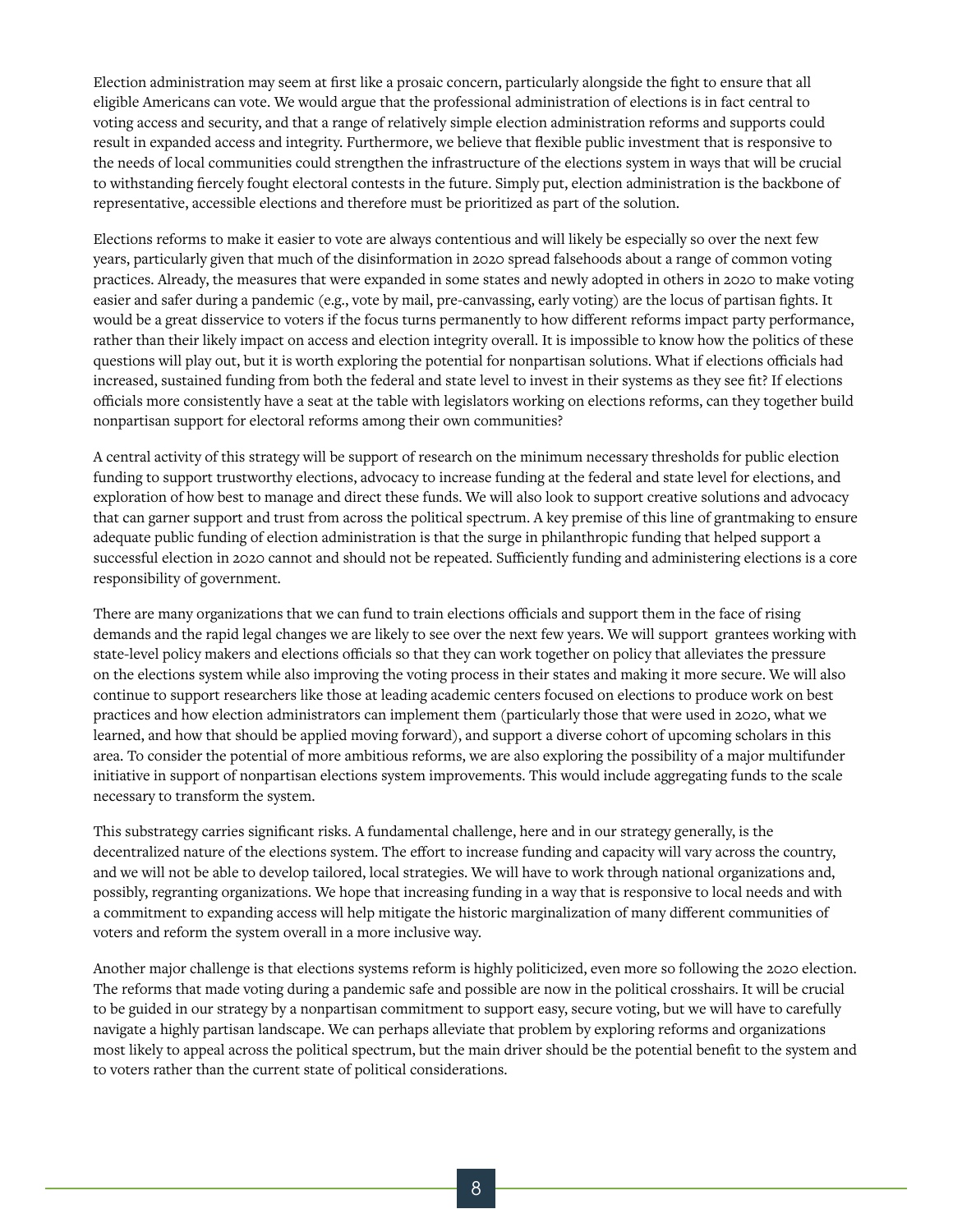Election administration may seem at first like a prosaic concern, particularly alongside the fight to ensure that all eligible Americans can vote. We would argue that the professional administration of elections is in fact central to voting access and security, and that a range of relatively simple election administration reforms and supports could result in expanded access and integrity. Furthermore, we believe that flexible public investment that is responsive to the needs of local communities could strengthen the infrastructure of the elections system in ways that will be crucial to withstanding fiercely fought electoral contests in the future. Simply put, election administration is the backbone of representative, accessible elections and therefore must be prioritized as part of the solution.

Elections reforms to make it easier to vote are always contentious and will likely be especially so over the next few years, particularly given that much of the disinformation in 2020 spread falsehoods about a range of common voting practices. Already, the measures that were expanded in some states and newly adopted in others in 2020 to make voting easier and safer during a pandemic (e.g., vote by mail, pre-canvassing, early voting) are the locus of partisan fights. It would be a great disservice to voters if the focus turns permanently to how different reforms impact party performance, rather than their likely impact on access and election integrity overall. It is impossible to know how the politics of these questions will play out, but it is worth exploring the potential for nonpartisan solutions. What if elections officials had increased, sustained funding from both the federal and state level to invest in their systems as they see fit? If elections officials more consistently have a seat at the table with legislators working on elections reforms, can they together build nonpartisan support for electoral reforms among their own communities?

A central activity of this strategy will be support of research on the minimum necessary thresholds for public election funding to support trustworthy elections, advocacy to increase funding at the federal and state level for elections, and exploration of how best to manage and direct these funds. We will also look to support creative solutions and advocacy that can garner support and trust from across the political spectrum. A key premise of this line of grantmaking to ensure adequate public funding of election administration is that the surge in philanthropic funding that helped support a successful election in 2020 cannot and should not be repeated. Sufficiently funding and administering elections is a core responsibility of government.

There are many organizations that we can fund to train elections officials and support them in the face of rising demands and the rapid legal changes we are likely to see over the next few years. We will support grantees working with state-level policy makers and elections officials so that they can work together on policy that alleviates the pressure on the elections system while also improving the voting process in their states and making it more secure. We will also continue to support researchers like those at leading academic centers focused on elections to produce work on best practices and how election administrators can implement them (particularly those that were used in 2020, what we learned, and how that should be applied moving forward), and support a diverse cohort of upcoming scholars in this area. To consider the potential of more ambitious reforms, we are also exploring the possibility of a major multifunder initiative in support of nonpartisan elections system improvements. This would include aggregating funds to the scale necessary to transform the system.

This substrategy carries significant risks. A fundamental challenge, here and in our strategy generally, is the decentralized nature of the elections system. The effort to increase funding and capacity will vary across the country, and we will not be able to develop tailored, local strategies. We will have to work through national organizations and, possibly, regranting organizations. We hope that increasing funding in a way that is responsive to local needs and with a commitment to expanding access will help mitigate the historic marginalization of many different communities of voters and reform the system overall in a more inclusive way.

Another major challenge is that elections systems reform is highly politicized, even more so following the 2020 election. The reforms that made voting during a pandemic safe and possible are now in the political crosshairs. It will be crucial to be guided in our strategy by a nonpartisan commitment to support easy, secure voting, but we will have to carefully navigate a highly partisan landscape. We can perhaps alleviate that problem by exploring reforms and organizations most likely to appeal across the political spectrum, but the main driver should be the potential benefit to the system and to voters rather than the current state of political considerations.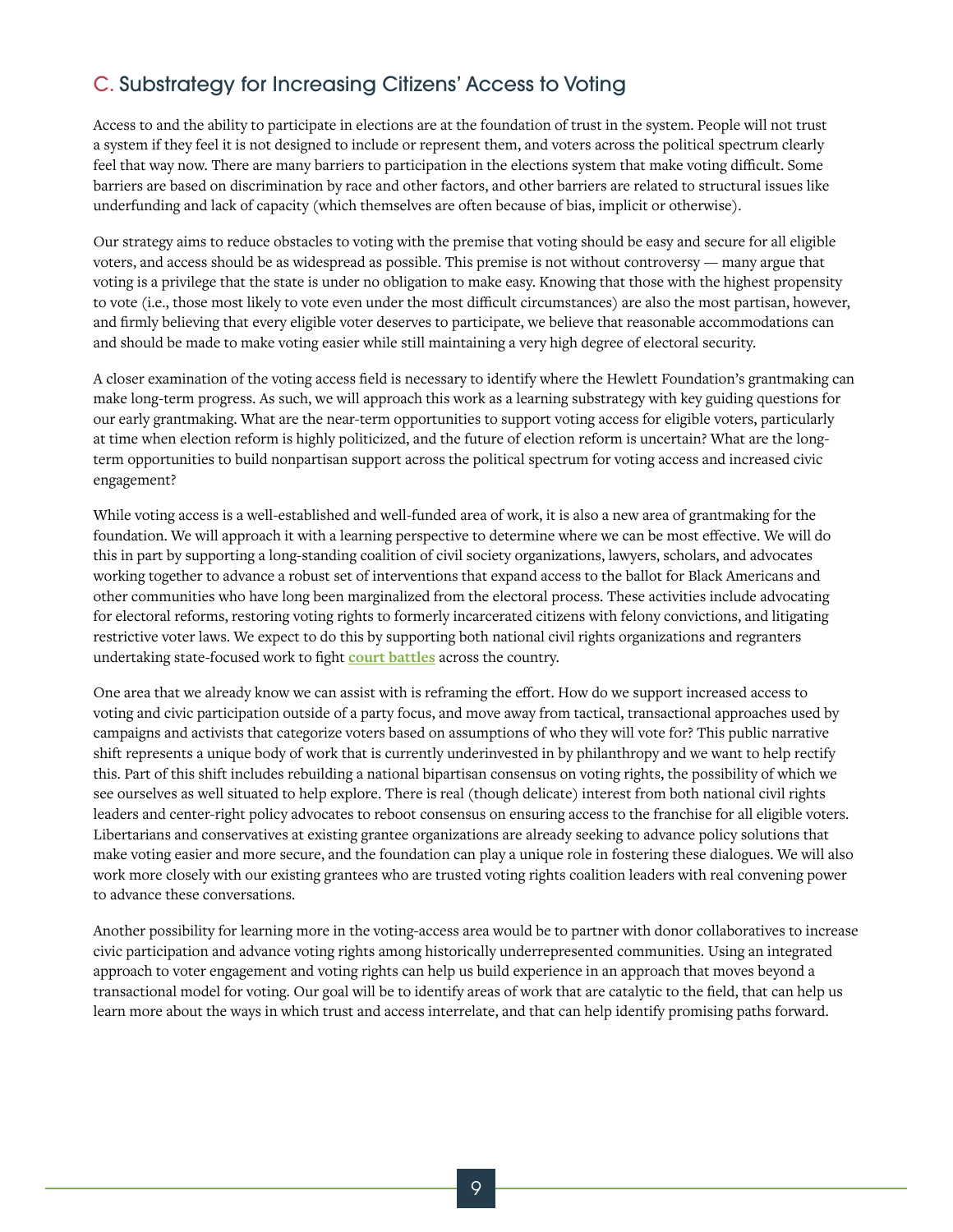## C. Substrategy for Increasing Citizens' Access to Voting

Access to and the ability to participate in elections are at the foundation of trust in the system. People will not trust a system if they feel it is not designed to include or represent them, and voters across the political spectrum clearly feel that way now. There are many barriers to participation in the elections system that make voting difficult. Some barriers are based on discrimination by race and other factors, and other barriers are related to structural issues like underfunding and lack of capacity (which themselves are often because of bias, implicit or otherwise).

Our strategy aims to reduce obstacles to voting with the premise that voting should be easy and secure for all eligible voters, and access should be as widespread as possible. This premise is not without controversy — many argue that voting is a privilege that the state is under no obligation to make easy. Knowing that those with the highest propensity to vote (i.e., those most likely to vote even under the most difficult circumstances) are also the most partisan, however, and firmly believing that every eligible voter deserves to participate, we believe that reasonable accommodations can and should be made to make voting easier while still maintaining a very high degree of electoral security.

A closer examination of the voting access field is necessary to identify where the Hewlett Foundation's grantmaking can make long-term progress. As such, we will approach this work as a learning substrategy with key guiding questions for our early grantmaking. What are the near-term opportunities to support voting access for eligible voters, particularly at time when election reform is highly politicized, and the future of election reform is uncertain? What are the long-term opportunities to build nonpartisan support across the political spectrum for voting access and increased civic engagement?

While voting access is a well-established and well-funded area of work, it is also a new area of grantmaking for the foundation. We will approach it with a learning perspective to determine where we can be most effective. We will do this in part by supporting a long-standing coalition of civil society organizations, lawyers, scholars, and advocates working together to advance a robust set of interventions that expand access to the ballot for Black Americans and other communities who have long been marginalized from the electoral process. These activities include advocating for electoral reforms, restoring voting rights to formerly incarcerated citizens with felony convictions, and litigating restrictive voter laws. We expect to do this by supporting both national civil rights organizations and regranters undertaking state-focused work to fight **court battles** across the country.

One area that we already know we can assist with is reframing the effort. How do we support increased access to voting and civic participation outside of a party focus, and move away from tactical, transactional approaches used by campaigns and activists that categorize voters based on assumptions of who they will vote for? This public narrative shift represents a unique body of work that is currently underinvested in by philanthropy and we want to help rectify this. Part of this shift includes rebuilding a national bipartisan consensus on voting rights, the possibility of which we see ourselves as well situated to help explore. There is real (though delicate) interest from both national civil rights leaders and center-right policy advocates to reboot consensus on ensuring access to the franchise for all eligible voters. Libertarians and conservatives at existing grantee organizations are already seeking to advance policy solutions that make voting easier and more secure, and the foundation can play a unique role in fostering these dialogues. We will also work more closely with our existing grantees who are trusted voting rights coalition leaders with real convening power to advance these conversations.

Another possibility for learning more in the voting-access area would be to partner with donor collaboratives to increase civic participation and advance voting rights among historically underrepresented communities. Using an integrated approach to voter engagement and voting rights can help us build experience in an approach that moves beyond a transactional model for voting. Our goal will be to identify areas of work that are catalytic to the field, that can help us learn more about the ways in which trust and access interrelate, and that can help identify promising paths forward.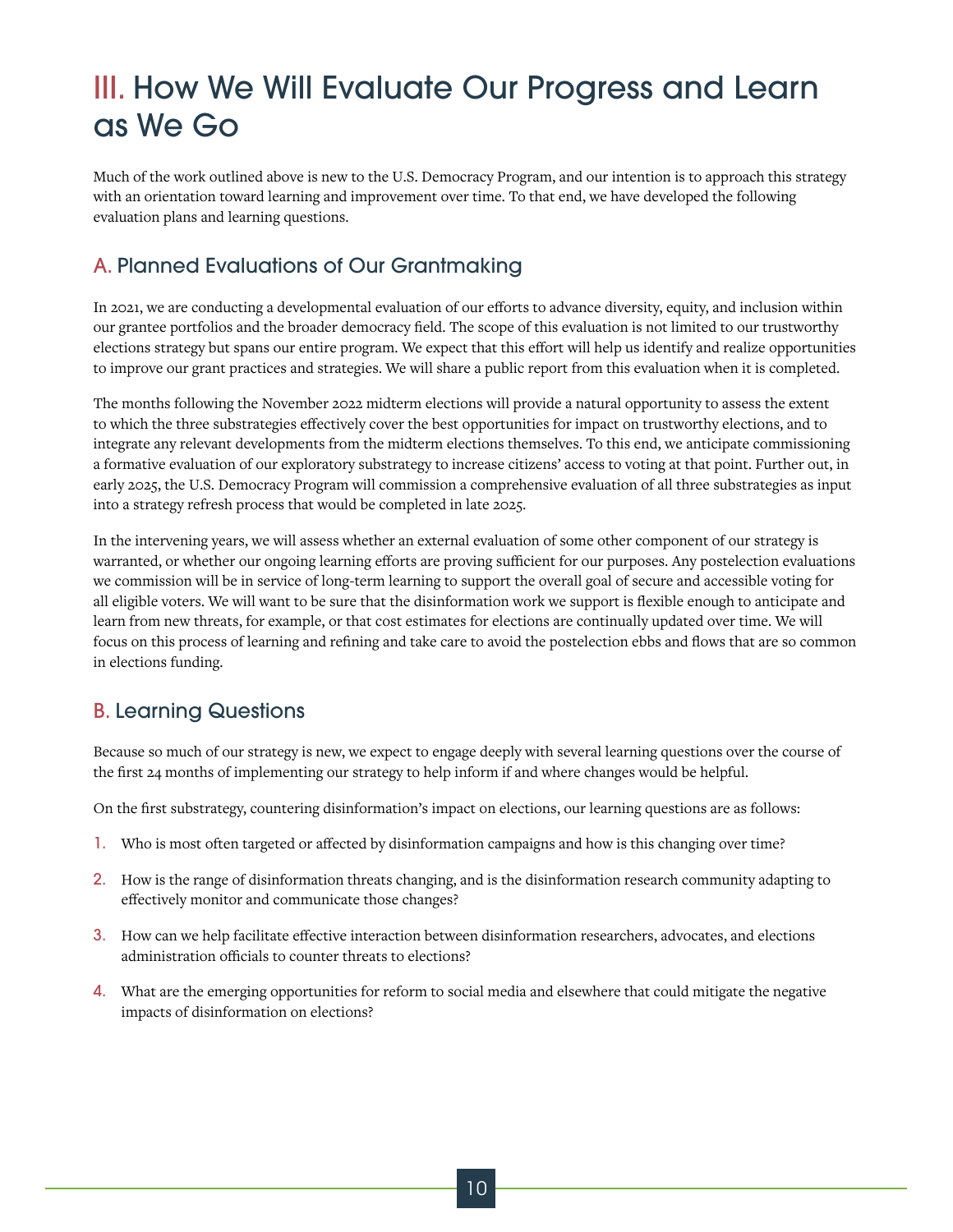# III. How We Will Evaluate Our Progress and Learn as We Go

Much of the work outlined above is new to the U.S. Democracy Program, and our intention is to approach this strategy with an orientation toward learning and improvement over time. To that end, we have developed the following evaluation plans and learning questions.

## A. Planned Evaluations of Our Grantmaking

In 2021, we are conducting a developmental evaluation of our efforts to advance diversity, equity, and inclusion within our grantee portfolios and the broader democracy field. The scope of this evaluation is not limited to our trustworthy elections strategy but spans our entire program. We expect that this effort will help us identify and realize opportunities to improve our grant practices and strategies. We will share a public report from this evaluation when it is completed.

The months following the November 2022 midterm elections will provide a natural opportunity to assess the extent to which the three substrategies effectively cover the best opportunities for impact on trustworthy elections, and to integrate any relevant developments from the midterm elections themselves. To this end, we anticipate commissioning a formative evaluation of our exploratory substrategy to increase citizens' access to voting at that point. Further out, in early 2025, the U.S. Democracy Program will commission a comprehensive evaluation of all three substrategies as input into a strategy refresh process that would be completed in late 2025.

In the intervening years, we will assess whether an external evaluation of some other component of our strategy is warranted, or whether our ongoing learning efforts are proving sufficient for our purposes. Any postelection evaluations we commission will be in service of long-term learning to support the overall goal of secure and accessible voting for all eligible voters. We will want to be sure that the disinformation work we support is flexible enough to anticipate and learn from new threats, for example, or that cost estimates for elections are continually updated over time. We will focus on this process of learning and refining and take care to avoid the postelection ebbs and flows that are so common in elections funding.

## B. Learning Questions

Because so much of our strategy is new, we expect to engage deeply with several learning questions over the course of the first 24 months of implementing our strategy to help inform if and where changes would be helpful.

On the first substrategy, countering disinformation's impact on elections, our learning questions are as follows:

1. Who is most often targeted or affected by disinformation campaigns and how is this changing over time?
2. How is the range of disinformation threats changing, and is the disinformation research community adapting to effectively monitor and communicate those changes?
3. How can we help facilitate effective interaction between disinformation researchers, advocates, and elections administration officials to counter threats to elections?
4. What are the emerging opportunities for reform to social media and elsewhere that could mitigate the negative impacts of disinformation on elections?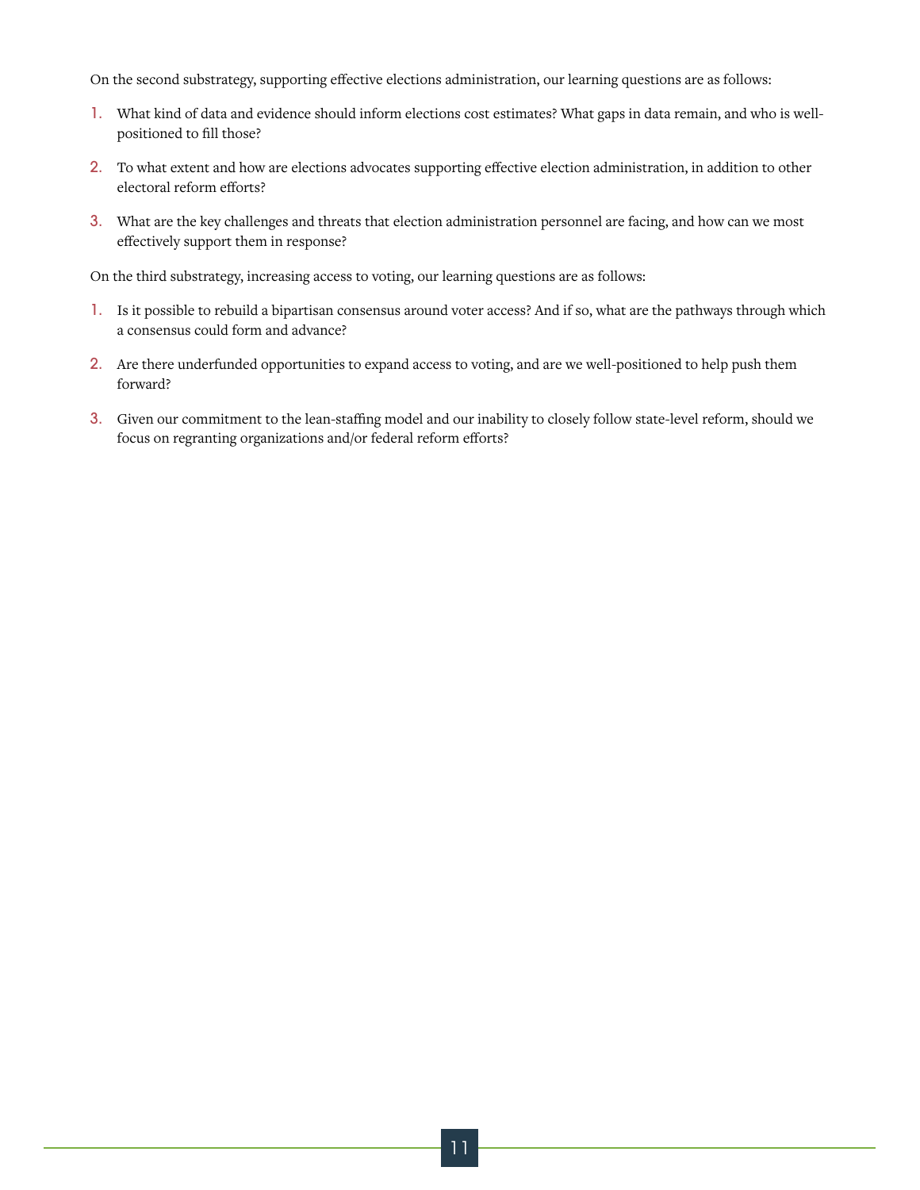On the second substrategy, supporting effective elections administration, our learning questions are as follows:

1. What kind of data and evidence should inform elections cost estimates? What gaps in data remain, and who is well-positioned to fill those?
2. To what extent and how are elections advocates supporting effective election administration, in addition to other electoral reform efforts?
3. What are the key challenges and threats that election administration personnel are facing, and how can we most effectively support them in response?

On the third substrategy, increasing access to voting, our learning questions are as follows:

1. Is it possible to rebuild a bipartisan consensus around voter access? And if so, what are the pathways through which a consensus could form and advance?
2. Are there underfunded opportunities to expand access to voting, and are we well-positioned to help push them forward?
3. Given our commitment to the lean-staffing model and our inability to closely follow state-level reform, should we focus on regranting organizations and/or federal reform efforts?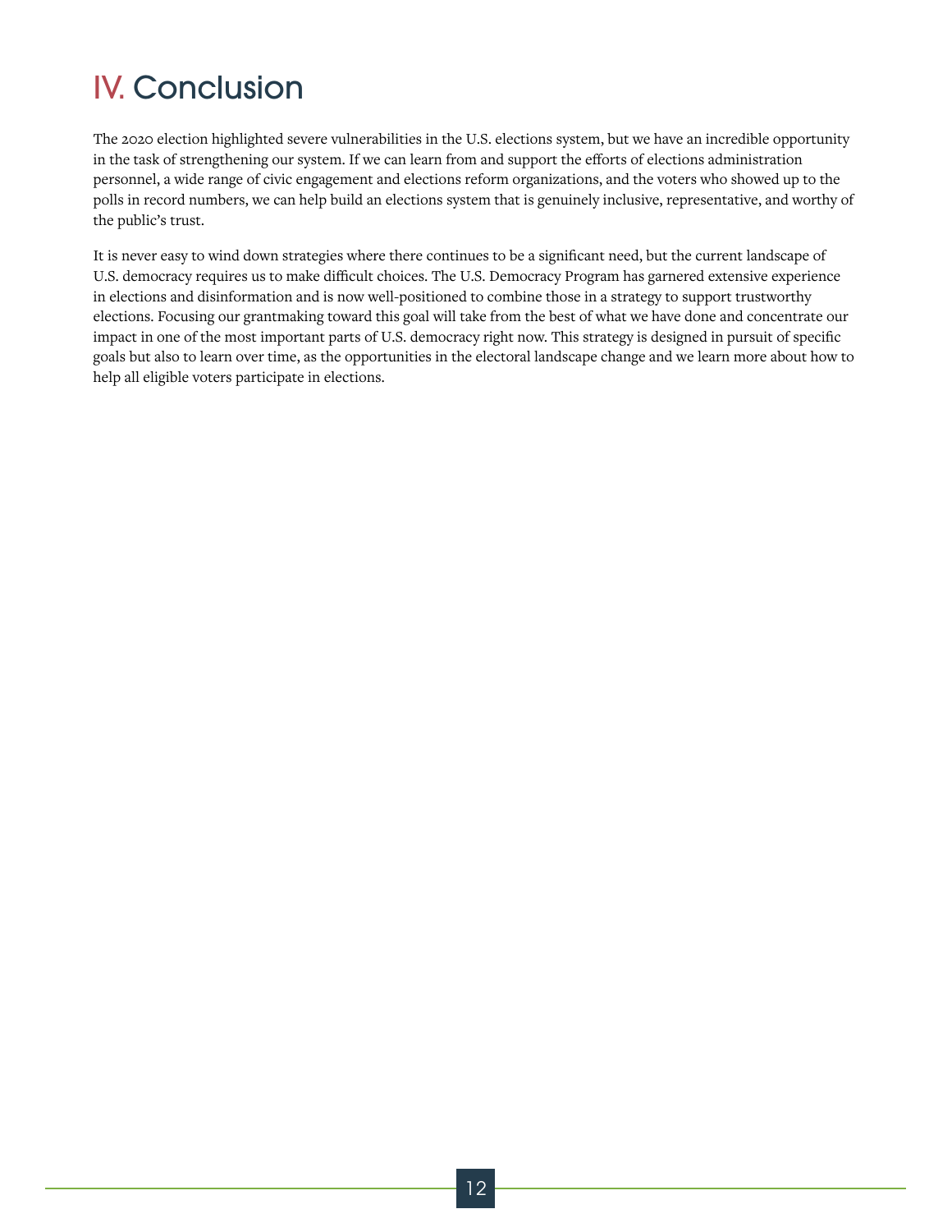# IV. Conclusion

The 2020 election highlighted severe vulnerabilities in the U.S. elections system, but we have an incredible opportunity in the task of strengthening our system. If we can learn from and support the efforts of elections administration personnel, a wide range of civic engagement and elections reform organizations, and the voters who showed up to the polls in record numbers, we can help build an elections system that is genuinely inclusive, representative, and worthy of the public's trust.

It is never easy to wind down strategies where there continues to be a significant need, but the current landscape of U.S. democracy requires us to make difficult choices. The U.S. Democracy Program has garnered extensive experience in elections and disinformation and is now well-positioned to combine those in a strategy to support trustworthy elections. Focusing our grantmaking toward this goal will take from the best of what we have done and concentrate our impact in one of the most important parts of U.S. democracy right now. This strategy is designed in pursuit of specific goals but also to learn over time, as the opportunities in the electoral landscape change and we learn more about how to help all eligible voters participate in elections.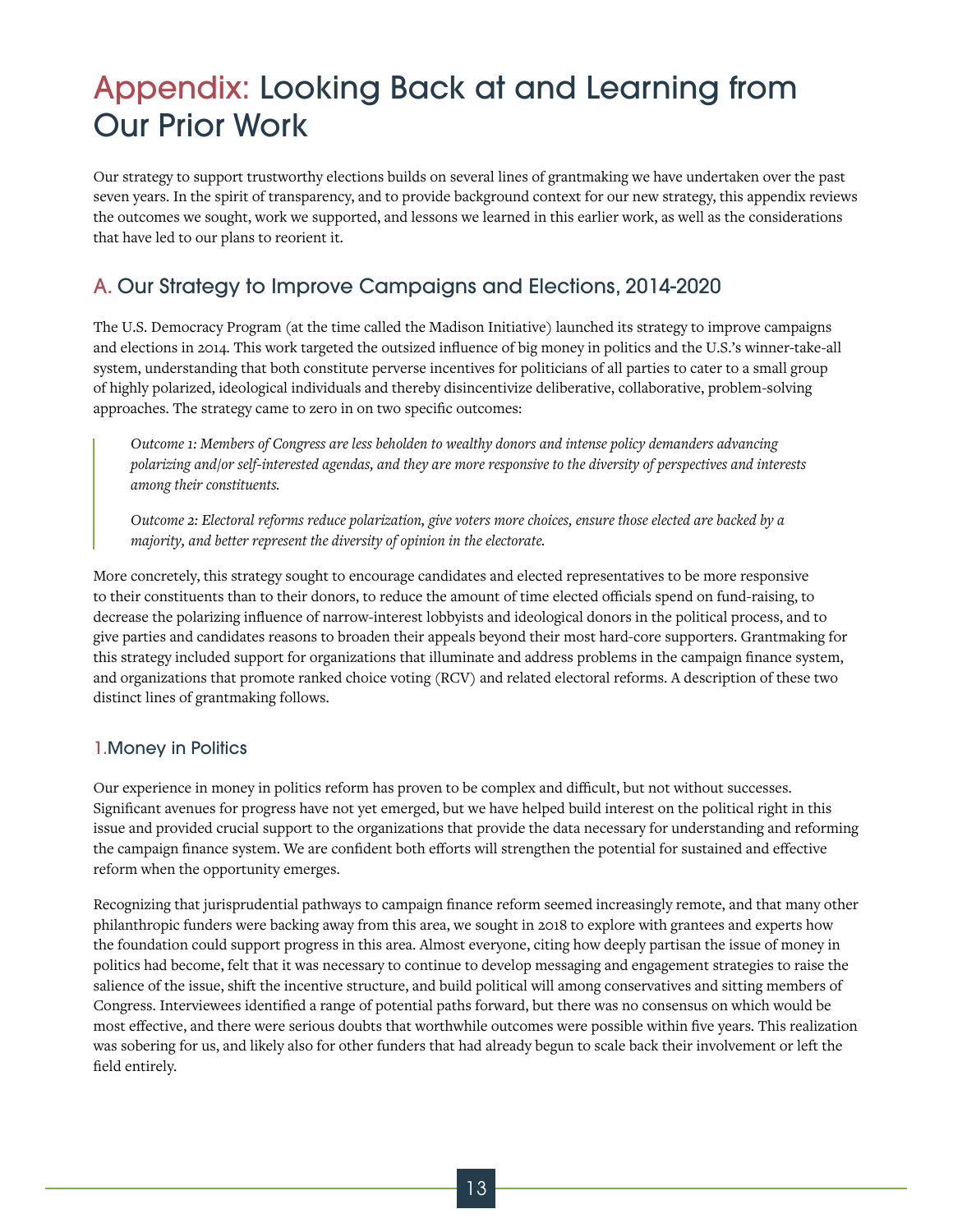# Appendix: Looking Back at and Learning from Our Prior Work

Our strategy to support trustworthy elections builds on several lines of grantmaking we have undertaken over the past seven years. In the spirit of transparency, and to provide background context for our new strategy, this appendix reviews the outcomes we sought, work we supported, and lessons we learned in this earlier work, as well as the considerations that have led to our plans to reorient it.

## A. Our Strategy to Improve Campaigns and Elections, 2014-2020

The U.S. Democracy Program (at the time called the Madison Initiative) launched its strategy to improve campaigns and elections in 2014. This work targeted the outsized influence of big money in politics and the U.S.'s winner-take-all system, understanding that both constitute perverse incentives for politicians of all parties to cater to a small group of highly polarized, ideological individuals and thereby disincentivize deliberative, collaborative, problem-solving approaches. The strategy came to zero in on two specific outcomes:

> *Outcome 1: Members of Congress are less beholden to wealthy donors and intense policy demanders advancing polarizing and/or self-interested agendas, and they are more responsive to the diversity of perspectives and interests among their constituents.*
>
> *Outcome 2: Electoral reforms reduce polarization, give voters more choices, ensure those elected are backed by a majority, and better represent the diversity of opinion in the electorate.*

More concretely, this strategy sought to encourage candidates and elected representatives to be more responsive to their constituents than to their donors, to reduce the amount of time elected officials spend on fund-raising, to decrease the polarizing influence of narrow-interest lobbyists and ideological donors in the political process, and to give parties and candidates reasons to broaden their appeals beyond their most hard-core supporters. Grantmaking for this strategy included support for organizations that illuminate and address problems in the campaign finance system, and organizations that promote ranked choice voting (RCV) and related electoral reforms. A description of these two distinct lines of grantmaking follows.

### 1. Money in Politics

Our experience in money in politics reform has proven to be complex and difficult, but not without successes. Significant avenues for progress have not yet emerged, but we have helped build interest on the political right in this issue and provided crucial support to the organizations that provide the data necessary for understanding and reforming the campaign finance system. We are confident both efforts will strengthen the potential for sustained and effective reform when the opportunity emerges.

Recognizing that jurisprudential pathways to campaign finance reform seemed increasingly remote, and that many other philanthropic funders were backing away from this area, we sought in 2018 to explore with grantees and experts how the foundation could support progress in this area. Almost everyone, citing how deeply partisan the issue of money in politics had become, felt that it was necessary to continue to develop messaging and engagement strategies to raise the salience of the issue, shift the incentive structure, and build political will among conservatives and sitting members of Congress. Interviewees identified a range of potential paths forward, but there was no consensus on which would be most effective, and there were serious doubts that worthwhile outcomes were possible within five years. This realization was sobering for us, and likely also for other funders that had already begun to scale back their involvement or left the field entirely.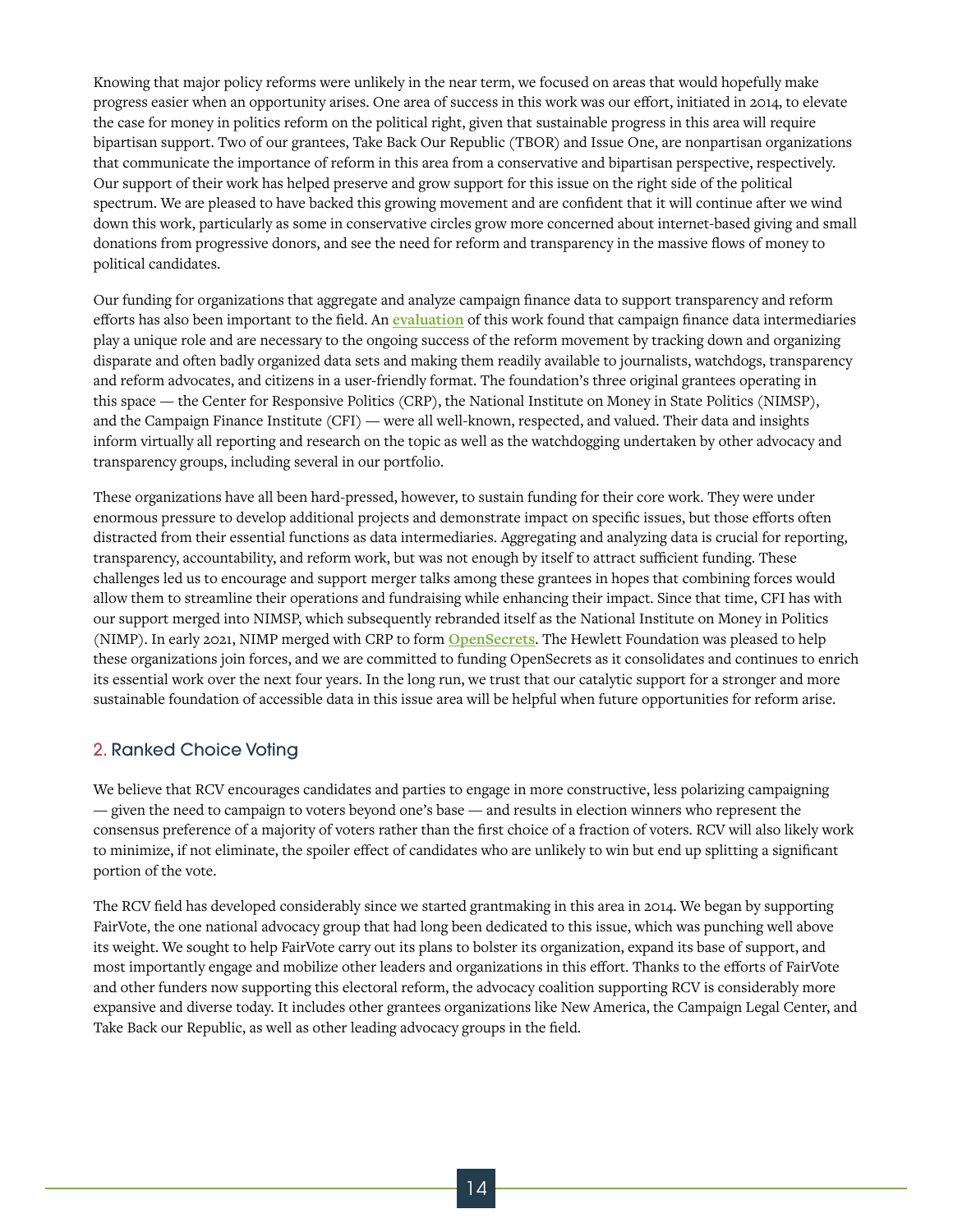Knowing that major policy reforms were unlikely in the near term, we focused on areas that would hopefully make progress easier when an opportunity arises. One area of success in this work was our effort, initiated in 2014, to elevate the case for money in politics reform on the political right, given that sustainable progress in this area will require bipartisan support. Two of our grantees, Take Back Our Republic (TBOR) and Issue One, are nonpartisan organizations that communicate the importance of reform in this area from a conservative and bipartisan perspective, respectively. Our support of their work has helped preserve and grow support for this issue on the right side of the political spectrum. We are pleased to have backed this growing movement and are confident that it will continue after we wind down this work, particularly as some in conservative circles grow more concerned about internet-based giving and small donations from progressive donors, and see the need for reform and transparency in the massive flows of money to political candidates.

Our funding for organizations that aggregate and analyze campaign finance data to support transparency and reform efforts has also been important to the field. An **evaluation** of this work found that campaign finance data intermediaries play a unique role and are necessary to the ongoing success of the reform movement by tracking down and organizing disparate and often badly organized data sets and making them readily available to journalists, watchdogs, transparency and reform advocates, and citizens in a user-friendly format. The foundation's three original grantees operating in this space — the Center for Responsive Politics (CRP), the National Institute on Money in State Politics (NIMSP), and the Campaign Finance Institute (CFI) — were all well-known, respected, and valued. Their data and insights inform virtually all reporting and research on the topic as well as the watchdogging undertaken by other advocacy and transparency groups, including several in our portfolio.

These organizations have all been hard-pressed, however, to sustain funding for their core work. They were under enormous pressure to develop additional projects and demonstrate impact on specific issues, but those efforts often distracted from their essential functions as data intermediaries. Aggregating and analyzing data is crucial for reporting, transparency, accountability, and reform work, but was not enough by itself to attract sufficient funding. These challenges led us to encourage and support merger talks among these grantees in hopes that combining forces would allow them to streamline their operations and fundraising while enhancing their impact. Since that time, CFI has with our support merged into NIMSP, which subsequently rebranded itself as the National Institute on Money in Politics (NIMP). In early 2021, NIMP merged with CRP to form **OpenSecrets**. The Hewlett Foundation was pleased to help these organizations join forces, and we are committed to funding OpenSecrets as it consolidates and continues to enrich its essential work over the next four years. In the long run, we trust that our catalytic support for a stronger and more sustainable foundation of accessible data in this issue area will be helpful when future opportunities for reform arise.

## 2. Ranked Choice Voting

We believe that RCV encourages candidates and parties to engage in more constructive, less polarizing campaigning — given the need to campaign to voters beyond one's base — and results in election winners who represent the consensus preference of a majority of voters rather than the first choice of a fraction of voters. RCV will also likely work to minimize, if not eliminate, the spoiler effect of candidates who are unlikely to win but end up splitting a significant portion of the vote.

The RCV field has developed considerably since we started grantmaking in this area in 2014. We began by supporting FairVote, the one national advocacy group that had long been dedicated to this issue, which was punching well above its weight. We sought to help FairVote carry out its plans to bolster its organization, expand its base of support, and most importantly engage and mobilize other leaders and organizations in this effort. Thanks to the efforts of FairVote and other funders now supporting this electoral reform, the advocacy coalition supporting RCV is considerably more expansive and diverse today. It includes other grantees organizations like New America, the Campaign Legal Center, and Take Back our Republic, as well as other leading advocacy groups in the field.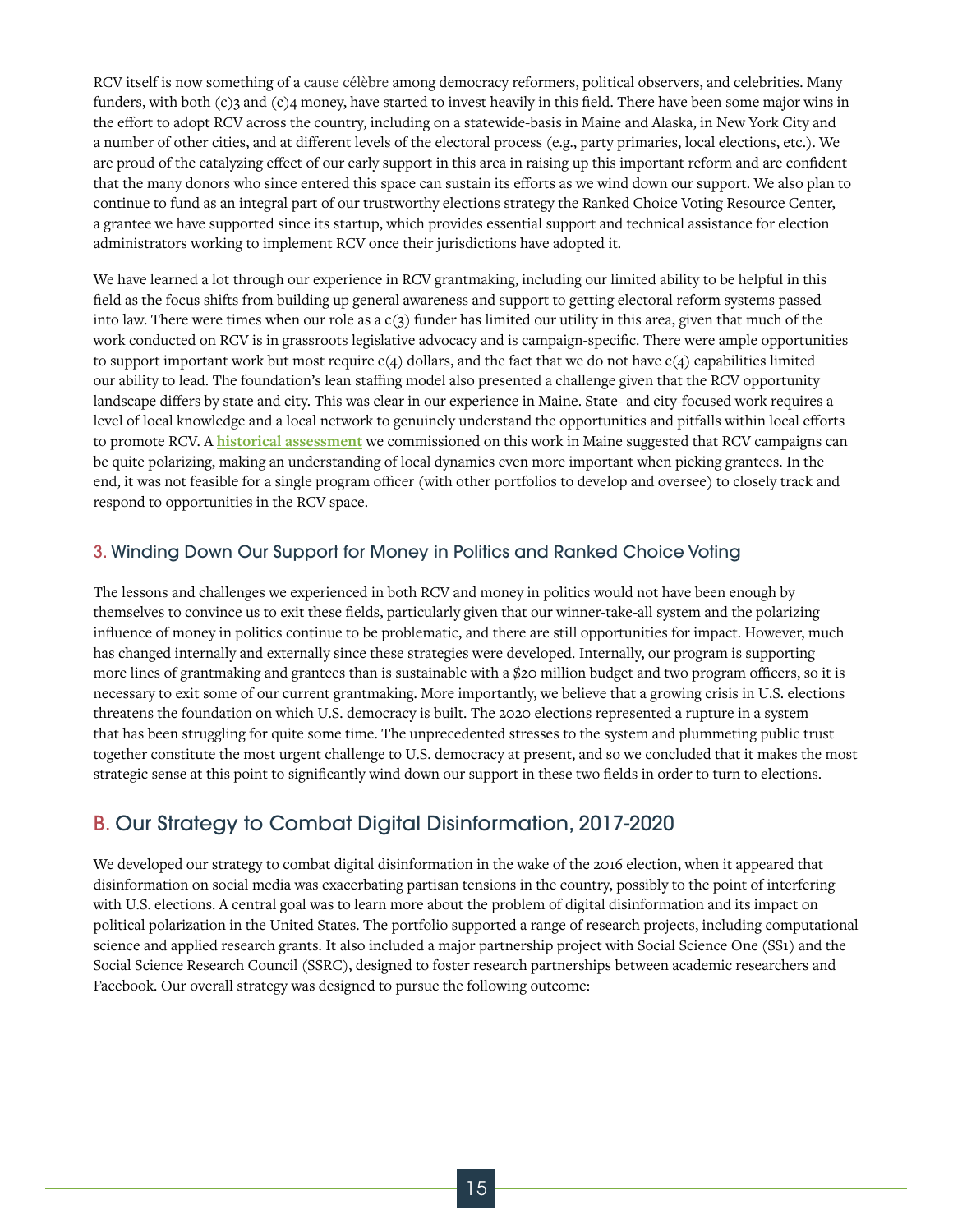RCV itself is now something of a cause célèbre among democracy reformers, political observers, and celebrities. Many funders, with both (c)3 and (c)4 money, have started to invest heavily in this field. There have been some major wins in the effort to adopt RCV across the country, including on a statewide-basis in Maine and Alaska, in New York City and a number of other cities, and at different levels of the electoral process (e.g., party primaries, local elections, etc.). We are proud of the catalyzing effect of our early support in this area in raising up this important reform and are confident that the many donors who since entered this space can sustain its efforts as we wind down our support. We also plan to continue to fund as an integral part of our trustworthy elections strategy the Ranked Choice Voting Resource Center, a grantee we have supported since its startup, which provides essential support and technical assistance for election administrators working to implement RCV once their jurisdictions have adopted it.

We have learned a lot through our experience in RCV grantmaking, including our limited ability to be helpful in this field as the focus shifts from building up general awareness and support to getting electoral reform systems passed into law. There were times when our role as a c(3) funder has limited our utility in this area, given that much of the work conducted on RCV is in grassroots legislative advocacy and is campaign-specific. There were ample opportunities to support important work but most require c(4) dollars, and the fact that we do not have c(4) capabilities limited our ability to lead. The foundation's lean staffing model also presented a challenge given that the RCV opportunity landscape differs by state and city. This was clear in our experience in Maine. State- and city-focused work requires a level of local knowledge and a local network to genuinely understand the opportunities and pitfalls within local efforts to promote RCV. A **historical assessment** we commissioned on this work in Maine suggested that RCV campaigns can be quite polarizing, making an understanding of local dynamics even more important when picking grantees. In the end, it was not feasible for a single program officer (with other portfolios to develop and oversee) to closely track and respond to opportunities in the RCV space.

### 3. Winding Down Our Support for Money in Politics and Ranked Choice Voting

The lessons and challenges we experienced in both RCV and money in politics would not have been enough by themselves to convince us to exit these fields, particularly given that our winner-take-all system and the polarizing influence of money in politics continue to be problematic, and there are still opportunities for impact. However, much has changed internally and externally since these strategies were developed. Internally, our program is supporting more lines of grantmaking and grantees than is sustainable with a $20 million budget and two program officers, so it is necessary to exit some of our current grantmaking. More importantly, we believe that a growing crisis in U.S. elections threatens the foundation on which U.S. democracy is built. The 2020 elections represented a rupture in a system that has been struggling for quite some time. The unprecedented stresses to the system and plummeting public trust together constitute the most urgent challenge to U.S. democracy at present, and so we concluded that it makes the most strategic sense at this point to significantly wind down our support in these two fields in order to turn to elections.

## B. Our Strategy to Combat Digital Disinformation, 2017-2020

We developed our strategy to combat digital disinformation in the wake of the 2016 election, when it appeared that disinformation on social media was exacerbating partisan tensions in the country, possibly to the point of interfering with U.S. elections. A central goal was to learn more about the problem of digital disinformation and its impact on political polarization in the United States. The portfolio supported a range of research projects, including computational science and applied research grants. It also included a major partnership project with Social Science One (SS1) and the Social Science Research Council (SSRC), designed to foster research partnerships between academic researchers and Facebook. Our overall strategy was designed to pursue the following outcome: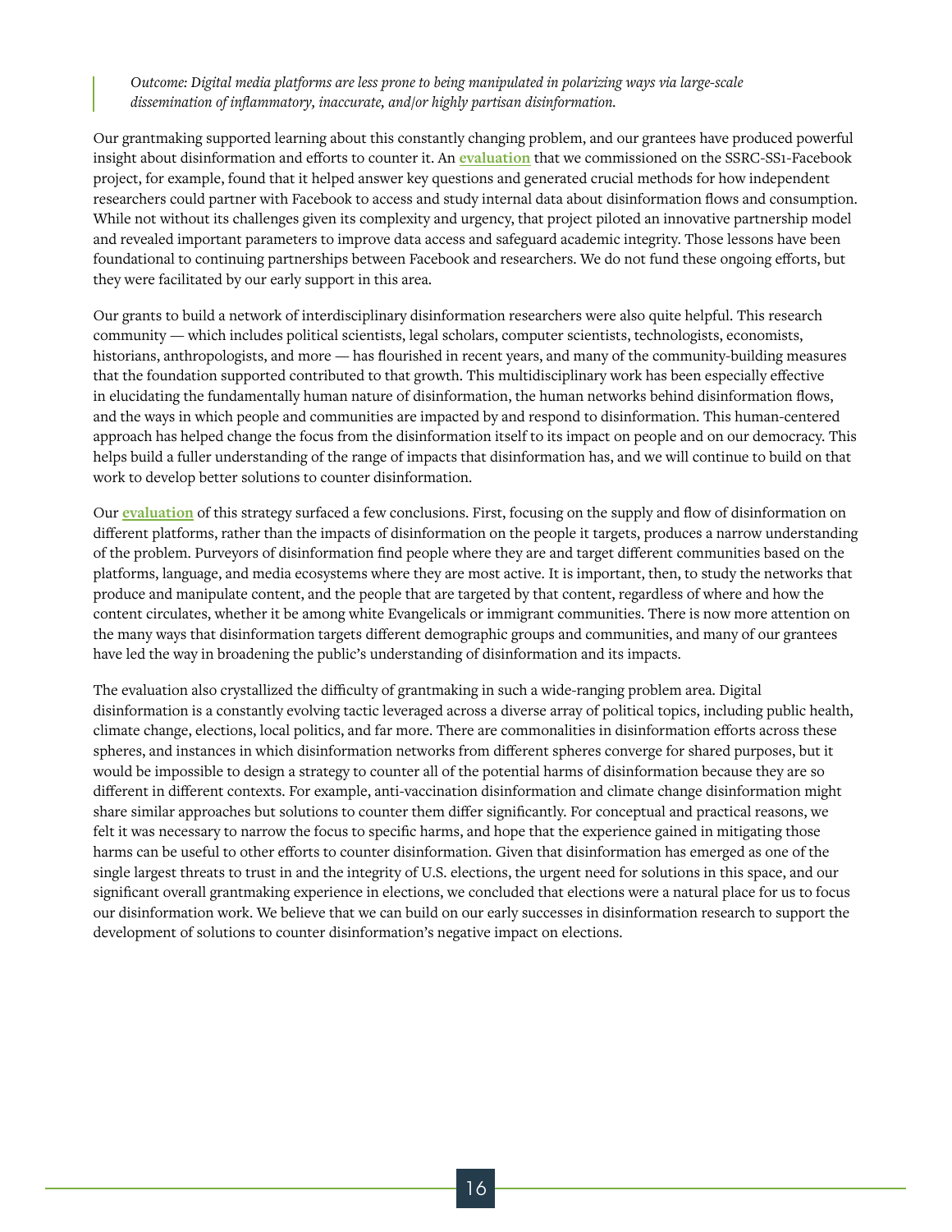> *Outcome: Digital media platforms are less prone to being manipulated in polarizing ways via large-scale dissemination of inflammatory, inaccurate, and/or highly partisan disinformation.*

Our grantmaking supported learning about this constantly changing problem, and our grantees have produced powerful insight about disinformation and efforts to counter it. An **evaluation** that we commissioned on the SSRC-SS1-Facebook project, for example, found that it helped answer key questions and generated crucial methods for how independent researchers could partner with Facebook to access and study internal data about disinformation flows and consumption. While not without its challenges given its complexity and urgency, that project piloted an innovative partnership model and revealed important parameters to improve data access and safeguard academic integrity. Those lessons have been foundational to continuing partnerships between Facebook and researchers. We do not fund these ongoing efforts, but they were facilitated by our early support in this area.

Our grants to build a network of interdisciplinary disinformation researchers were also quite helpful. This research community — which includes political scientists, legal scholars, computer scientists, technologists, economists, historians, anthropologists, and more — has flourished in recent years, and many of the community-building measures that the foundation supported contributed to that growth. This multidisciplinary work has been especially effective in elucidating the fundamentally human nature of disinformation, the human networks behind disinformation flows, and the ways in which people and communities are impacted by and respond to disinformation. This human-centered approach has helped change the focus from the disinformation itself to its impact on people and on our democracy. This helps build a fuller understanding of the range of impacts that disinformation has, and we will continue to build on that work to develop better solutions to counter disinformation.

Our **evaluation** of this strategy surfaced a few conclusions. First, focusing on the supply and flow of disinformation on different platforms, rather than the impacts of disinformation on the people it targets, produces a narrow understanding of the problem. Purveyors of disinformation find people where they are and target different communities based on the platforms, language, and media ecosystems where they are most active. It is important, then, to study the networks that produce and manipulate content, and the people that are targeted by that content, regardless of where and how the content circulates, whether it be among white Evangelicals or immigrant communities. There is now more attention on the many ways that disinformation targets different demographic groups and communities, and many of our grantees have led the way in broadening the public's understanding of disinformation and its impacts.

The evaluation also crystallized the difficulty of grantmaking in such a wide-ranging problem area. Digital disinformation is a constantly evolving tactic leveraged across a diverse array of political topics, including public health, climate change, elections, local politics, and far more. There are commonalities in disinformation efforts across these spheres, and instances in which disinformation networks from different spheres converge for shared purposes, but it would be impossible to design a strategy to counter all of the potential harms of disinformation because they are so different in different contexts. For example, anti-vaccination disinformation and climate change disinformation might share similar approaches but solutions to counter them differ significantly. For conceptual and practical reasons, we felt it was necessary to narrow the focus to specific harms, and hope that the experience gained in mitigating those harms can be useful to other efforts to counter disinformation. Given that disinformation has emerged as one of the single largest threats to trust in and the integrity of U.S. elections, the urgent need for solutions in this space, and our significant overall grantmaking experience in elections, we concluded that elections were a natural place for us to focus our disinformation work. We believe that we can build on our early successes in disinformation research to support the development of solutions to counter disinformation's negative impact on elections.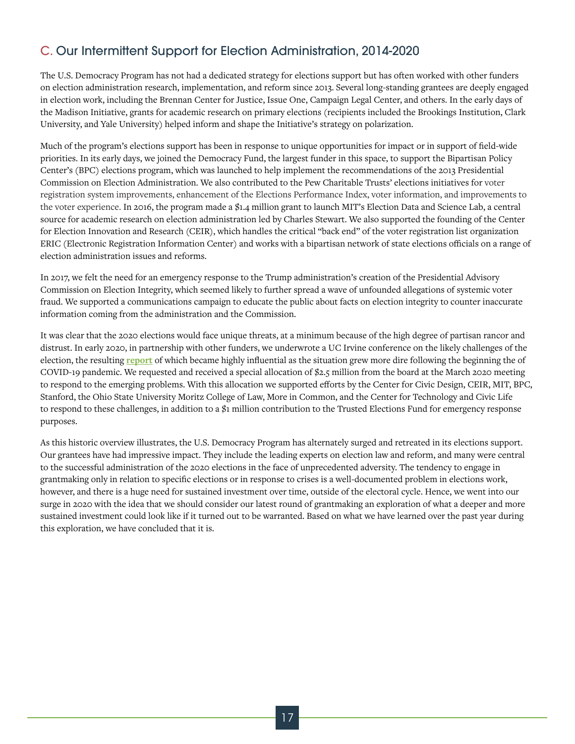## C. Our Intermittent Support for Election Administration, 2014-2020

The U.S. Democracy Program has not had a dedicated strategy for elections support but has often worked with other funders on election administration research, implementation, and reform since 2013. Several long-standing grantees are deeply engaged in election work, including the Brennan Center for Justice, Issue One, Campaign Legal Center, and others. In the early days of the Madison Initiative, grants for academic research on primary elections (recipients included the Brookings Institution, Clark University, and Yale University) helped inform and shape the Initiative's strategy on polarization.

Much of the program's elections support has been in response to unique opportunities for impact or in support of field-wide priorities. In its early days, we joined the Democracy Fund, the largest funder in this space, to support the Bipartisan Policy Center's (BPC) elections program, which was launched to help implement the recommendations of the 2013 Presidential Commission on Election Administration. We also contributed to the Pew Charitable Trusts' elections initiatives for voter registration system improvements, enhancement of the Elections Performance Index, voter information, and improvements to the voter experience. In 2016, the program made a $1.4 million grant to launch MIT's Election Data and Science Lab, a central source for academic research on election administration led by Charles Stewart. We also supported the founding of the Center for Election Innovation and Research (CEIR), which handles the critical "back end" of the voter registration list organization ERIC (Electronic Registration Information Center) and works with a bipartisan network of state elections officials on a range of election administration issues and reforms.

In 2017, we felt the need for an emergency response to the Trump administration's creation of the Presidential Advisory Commission on Election Integrity, which seemed likely to further spread a wave of unfounded allegations of systemic voter fraud. We supported a communications campaign to educate the public about facts on election integrity to counter inaccurate information coming from the administration and the Commission.

It was clear that the 2020 elections would face unique threats, at a minimum because of the high degree of partisan rancor and distrust. In early 2020, in partnership with other funders, we underwrote a UC Irvine conference on the likely challenges of the election, the resulting **report** of which became highly influential as the situation grew more dire following the beginning the of COVID-19 pandemic. We requested and received a special allocation of $2.5 million from the board at the March 2020 meeting to respond to the emerging problems. With this allocation we supported efforts by the Center for Civic Design, CEIR, MIT, BPC, Stanford, the Ohio State University Moritz College of Law, More in Common, and the Center for Technology and Civic Life to respond to these challenges, in addition to a $1 million contribution to the Trusted Elections Fund for emergency response purposes.

As this historic overview illustrates, the U.S. Democracy Program has alternately surged and retreated in its elections support. Our grantees have had impressive impact. They include the leading experts on election law and reform, and many were central to the successful administration of the 2020 elections in the face of unprecedented adversity. The tendency to engage in grantmaking only in relation to specific elections or in response to crises is a well-documented problem in elections work, however, and there is a huge need for sustained investment over time, outside of the electoral cycle. Hence, we went into our surge in 2020 with the idea that we should consider our latest round of grantmaking an exploration of what a deeper and more sustained investment could look like if it turned out to be warranted. Based on what we have learned over the past year during this exploration, we have concluded that it is.